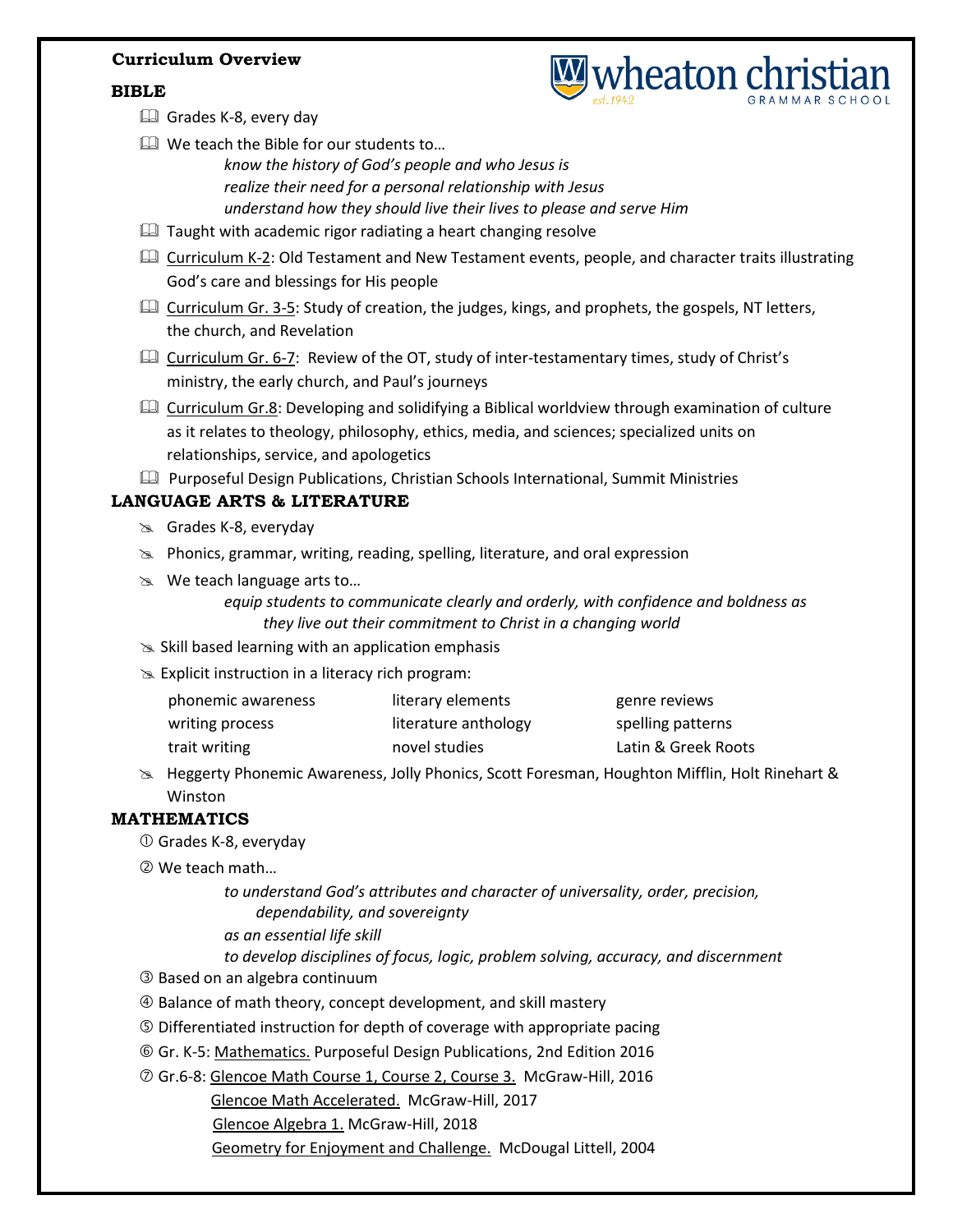**Curriculum Overview**

wheaton christian GRAMMAR SCHOOL est.1942

## BIBLE

- Grades K-8, every day
- We teach the Bible for our students to…
  *know the history of God's people and who Jesus is*
  *realize their need for a personal relationship with Jesus*
  *understand how they should live their lives to please and serve Him*
- Taught with academic rigor radiating a heart changing resolve
- Curriculum K-2: Old Testament and New Testament events, people, and character traits illustrating God's care and blessings for His people
- Curriculum Gr. 3-5: Study of creation, the judges, kings, and prophets, the gospels, NT letters, the church, and Revelation
- Curriculum Gr. 6-7: Review of the OT, study of inter-testamentary times, study of Christ's ministry, the early church, and Paul's journeys
- Curriculum Gr.8: Developing and solidifying a Biblical worldview through examination of culture as it relates to theology, philosophy, ethics, media, and sciences; specialized units on relationships, service, and apologetics
- Purposeful Design Publications, Christian Schools International, Summit Ministries

## LANGUAGE ARTS & LITERATURE

- Grades K-8, everyday
- Phonics, grammar, writing, reading, spelling, literature, and oral expression
- We teach language arts to…
  *equip students to communicate clearly and orderly, with confidence and boldness as they live out their commitment to Christ in a changing world*
- Skill based learning with an application emphasis
- Explicit instruction in a literacy rich program:

| | | |
|---|---|---|
| phonemic awareness | literary elements | genre reviews |
| writing process | literature anthology | spelling patterns |
| trait writing | novel studies | Latin & Greek Roots |

- Heggerty Phonemic Awareness, Jolly Phonics, Scott Foresman, Houghton Mifflin, Holt Rinehart & Winston

## MATHEMATICS

1. Grades K-8, everyday
2. We teach math…
   *to understand God's attributes and character of universality, order, precision, dependability, and sovereignty*
   *as an essential life skill*
   *to develop disciplines of focus, logic, problem solving, accuracy, and discernment*
3. Based on an algebra continuum
4. Balance of math theory, concept development, and skill mastery
5. Differentiated instruction for depth of coverage with appropriate pacing
6. Gr. K-5: Mathematics. Purposeful Design Publications, 2nd Edition 2016
7. Gr.6-8: Glencoe Math Course 1, Course 2, Course 3. McGraw-Hill, 2016
   Glencoe Math Accelerated. McGraw-Hill, 2017
   Glencoe Algebra 1. McGraw-Hill, 2018
   Geometry for Enjoyment and Challenge. McDougal Littell, 2004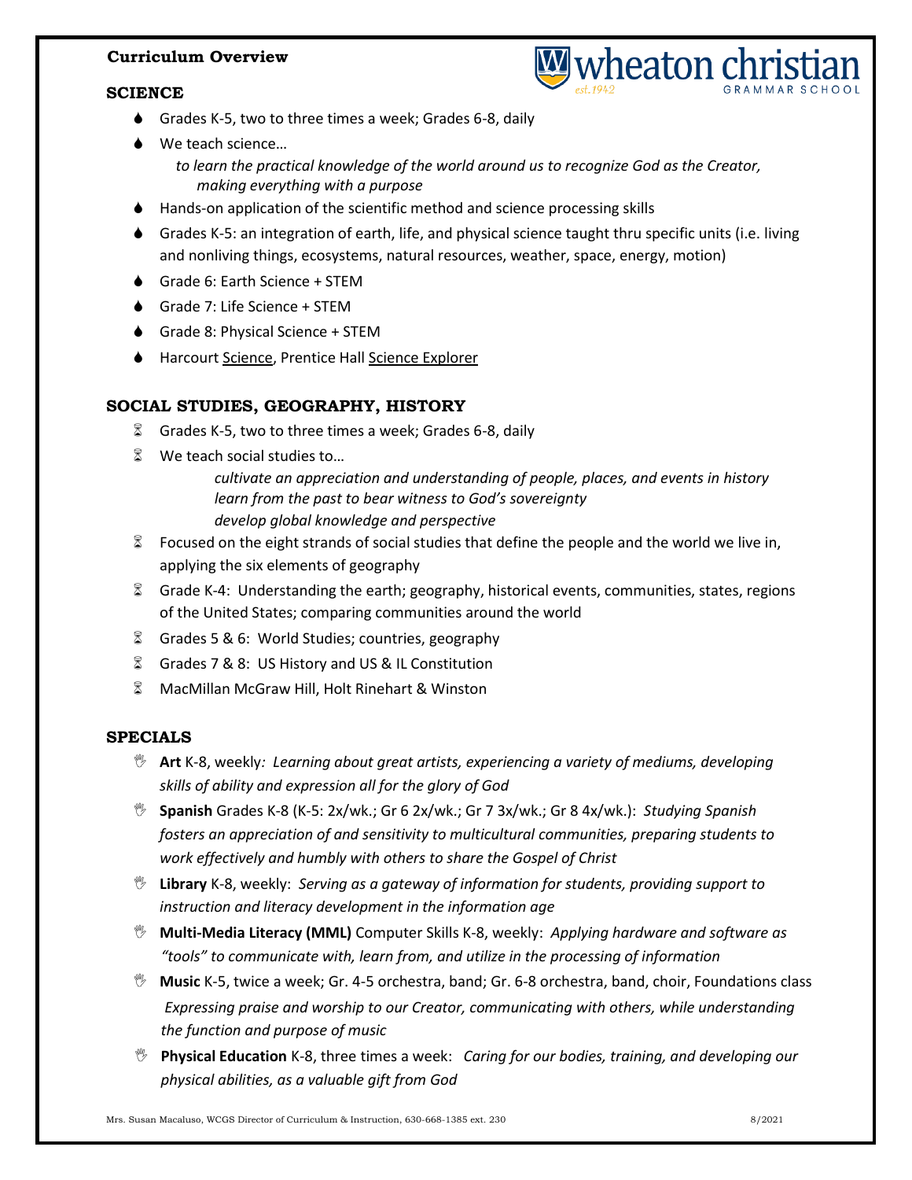**Curriculum Overview**

## SCIENCE

- Grades K-5, two to three times a week; Grades 6-8, daily
- We teach science…
  *to learn the practical knowledge of the world around us to recognize God as the Creator, making everything with a purpose*
- Hands-on application of the scientific method and science processing skills
- Grades K-5: an integration of earth, life, and physical science taught thru specific units (i.e. living and nonliving things, ecosystems, natural resources, weather, space, energy, motion)
- Grade 6: Earth Science + STEM
- Grade 7: Life Science + STEM
- Grade 8: Physical Science + STEM
- Harcourt Science, Prentice Hall Science Explorer

## SOCIAL STUDIES, GEOGRAPHY, HISTORY

- Grades K-5, two to three times a week; Grades 6-8, daily
- We teach social studies to…
  *cultivate an appreciation and understanding of people, places, and events in history*
  *learn from the past to bear witness to God's sovereignty*
  *develop global knowledge and perspective*
- Focused on the eight strands of social studies that define the people and the world we live in, applying the six elements of geography
- Grade K-4: Understanding the earth; geography, historical events, communities, states, regions of the United States; comparing communities around the world
- Grades 5 & 6: World Studies; countries, geography
- Grades 7 & 8: US History and US & IL Constitution
- MacMillan McGraw Hill, Holt Rinehart & Winston

## SPECIALS

- **Art** K-8, weekly*: Learning about great artists, experiencing a variety of mediums, developing skills of ability and expression all for the glory of God*
- **Spanish** Grades K-8 (K-5: 2x/wk.; Gr 6 2x/wk.; Gr 7 3x/wk.; Gr 8 4x/wk.): *Studying Spanish fosters an appreciation of and sensitivity to multicultural communities, preparing students to work effectively and humbly with others to share the Gospel of Christ*
- **Library** K-8, weekly: *Serving as a gateway of information for students, providing support to instruction and literacy development in the information age*
- **Multi-Media Literacy (MML)** Computer Skills K-8, weekly: *Applying hardware and software as "tools" to communicate with, learn from, and utilize in the processing of information*
- **Music** K-5, twice a week; Gr. 4-5 orchestra, band; Gr. 6-8 orchestra, band, choir, Foundations class *Expressing praise and worship to our Creator, communicating with others, while understanding the function and purpose of music*
- **Physical Education** K-8, three times a week: *Caring for our bodies, training, and developing our physical abilities, as a valuable gift from God*

Mrs. Susan Macaluso, WCGS Director of Curriculum & Instruction, 630-668-1385 ext. 230 8/2021